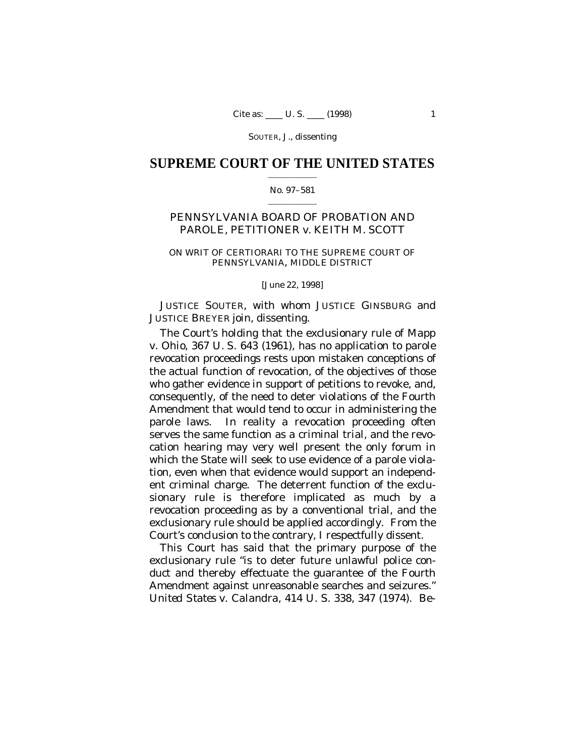# SUPREME COURT OF THE UNITED STATES

No. 97–581

PENNSYLVANIA BOARD OF PROBATION AND PAROLE, PETITIONER *v.* KEITH M. SCOTT

ON WRIT OF CERTIORARI TO THE SUPREME COURT OF PENNSYLVANIA, MIDDLE DISTRICT

[June 22, 1998]

JUSTICE SOUTER, with whom JUSTICE GINSBURG and JUSTICE BREYER join, dissenting.

The Court's holding that the exclusionary rule of *Mapp* v. *Ohio*, 367 U. S. 643 (1961), has no application to parole revocation proceedings rests upon mistaken conceptions of the actual function of revocation, of the objectives of those who gather evidence in support of petitions to revoke, and, consequently, of the need to deter violations of the Fourth Amendment that would tend to occur in administering the parole laws. In reality a revocation proceeding often serves the same function as a criminal trial, and the revocation hearing may very well present the only forum in which the State will seek to use evidence of a parole violation, even when that evidence would support an independent criminal charge. The deterrent function of the exclusionary rule is therefore implicated as much by a revocation proceeding as by a conventional trial, and the exclusionary rule should be applied accordingly. From the Court's conclusion to the contrary, I respectfully dissent.

This Court has said that the primary purpose of the exclusionary rule "is to deter future unlawful police conduct and thereby effectuate the guarantee of the Fourth Amendment against unreasonable searches and seizures." *United States* v. *Calandra*, 414 U. S. 338, 347 (1974). Be-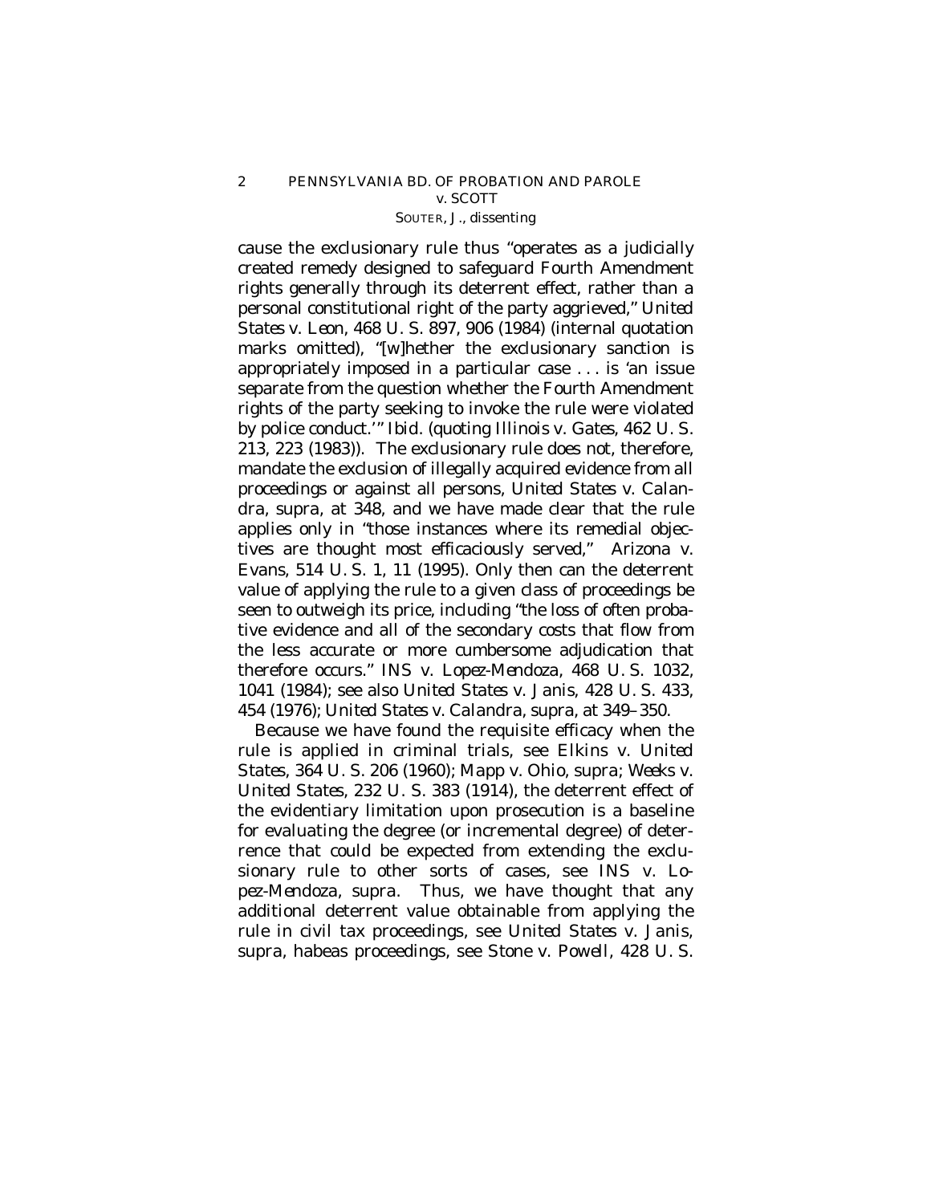cause the exclusionary rule thus "operates as a judicially created remedy designed to safeguard Fourth Amendment rights generally through its deterrent effect, rather than a personal constitutional right of the party aggrieved," *United States* v. *Leon*, 468 U. S. 897, 906 (1984) (internal quotation marks omitted), "[w]hether the exclusionary sanction is appropriately imposed in a particular case . . . is 'an issue separate from the question whether the Fourth Amendment rights of the party seeking to invoke the rule were violated by police conduct.'" *Ibid.* (quoting *Illinois* v. *Gates*, 462 U. S. 213, 223 (1983)). The exclusionary rule does not, therefore, mandate the exclusion of illegally acquired evidence from all proceedings or against all persons, *United States* v. *Calandra*, *supra*, at 348, and we have made clear that the rule applies only in "those instances where its remedial objectives are thought most efficaciously served," *Arizona* v. *Evans*, 514 U. S. 1, 11 (1995). Only then can the deterrent value of applying the rule to a given class of proceedings be seen to outweigh its price, including "the loss of often probative evidence and all of the secondary costs that flow from the less accurate or more cumbersome adjudication that therefore occurs." *INS* v. *Lopez-Mendoza*, 468 U. S. 1032, 1041 (1984); see also *United States* v. *Janis*, 428 U. S. 433, 454 (1976); *United States* v. *Calandra*, *supra*, at 349–350.

Because we have found the requisite efficacy when the rule is applied in criminal trials, see *Elkins* v. *United States*, 364 U. S. 206 (1960); *Mapp* v. *Ohio*, *supra*; *Weeks* v. *United States*, 232 U. S. 383 (1914), the deterrent effect of the evidentiary limitation upon prosecution is a baseline for evaluating the degree (or incremental degree) of deterrence that could be expected from extending the exclusionary rule to other sorts of cases, see *INS* v. *Lopez-Mendoza*, *supra*. Thus, we have thought that any additional deterrent value obtainable from applying the rule in civil tax proceedings, see *United States* v. *Janis*, *supra*, habeas proceedings, see *Stone* v. *Powell*, 428 U. S.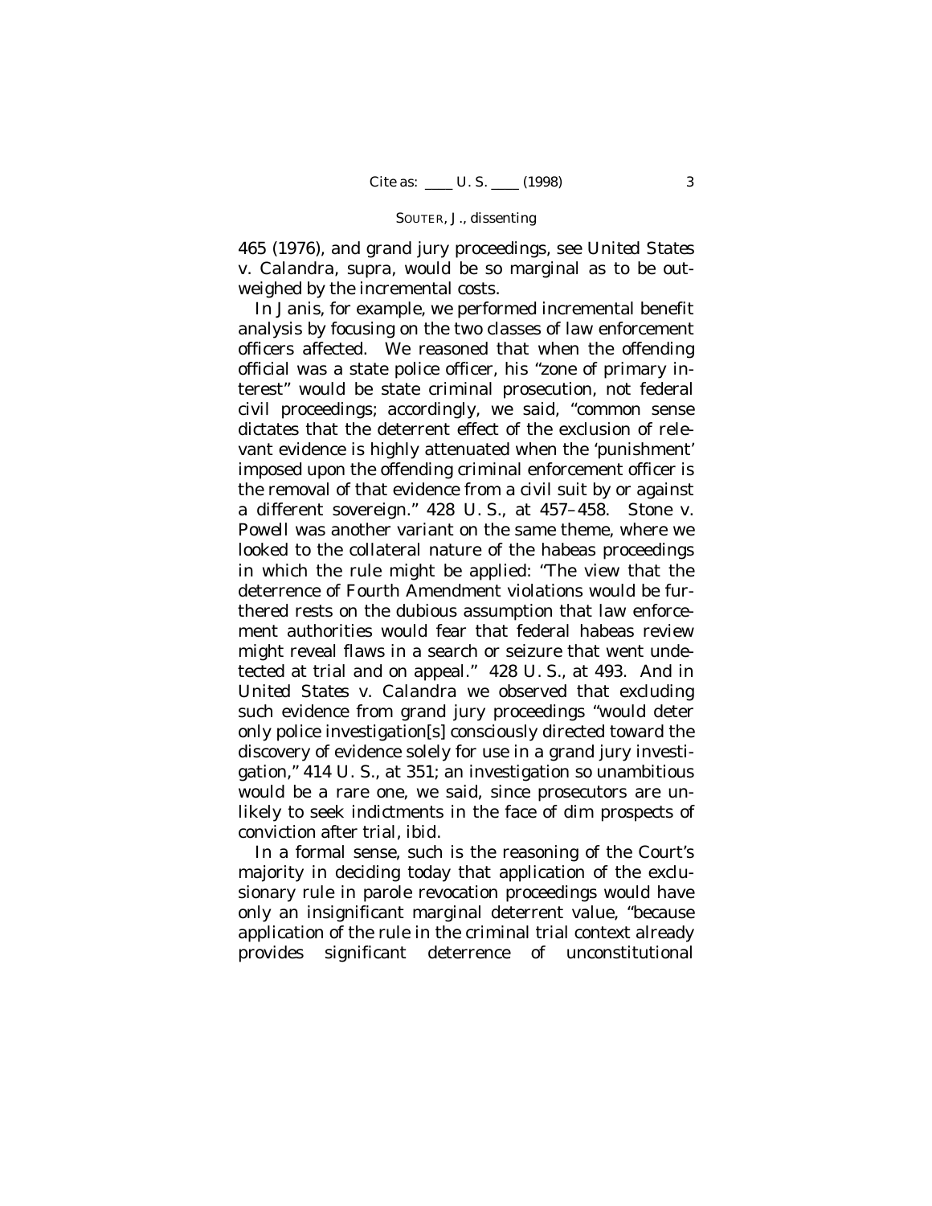465 (1976), and grand jury proceedings, see *United States* v. *Calandra*, *supra*, would be so marginal as to be outweighed by the incremental costs.

In *Janis*, for example, we performed incremental benefit analysis by focusing on the two classes of law enforcement officers affected. We reasoned that when the offending official was a state police officer, his "zone of primary interest" would be state criminal prosecution, not federal civil proceedings; accordingly, we said, "common sense dictates that the deterrent effect of the exclusion of relevant evidence is highly attenuated when the 'punishment' imposed upon the offending criminal enforcement officer is the removal of that evidence from a civil suit by or against a different sovereign." 428 U. S., at 457–458. *Stone* v. *Powell* was another variant on the same theme, where we looked to the collateral nature of the habeas proceedings in which the rule might be applied: "The view that the deterrence of Fourth Amendment violations would be furthered rests on the dubious assumption that law enforcement authorities would fear that federal habeas review might reveal flaws in a search or seizure that went undetected at trial and on appeal." 428 U. S., at 493. And in *United States* v. *Calandra* we observed that excluding such evidence from grand jury proceedings "would deter only police investigation[s] consciously directed toward the discovery of evidence solely for use in a grand jury investigation," 414 U. S., at 351; an investigation so unambitious would be a rare one, we said, since prosecutors are unlikely to seek indictments in the face of dim prospects of conviction after trial, *ibid.*

In a formal sense, such is the reasoning of the Court's majority in deciding today that application of the exclusionary rule in parole revocation proceedings would have only an insignificant marginal deterrent value, "because application of the rule in the criminal trial context already provides significant deterrence of unconstitutional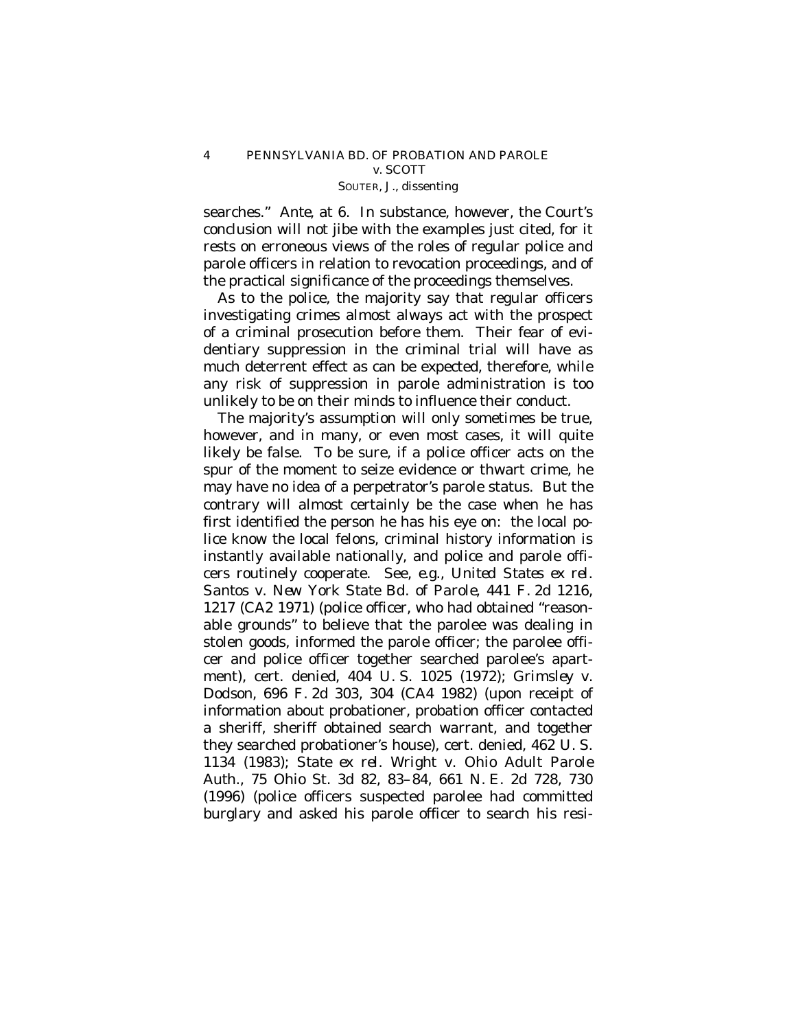searches." *Ante*, at 6. In substance, however, the Court's conclusion will not jibe with the examples just cited, for it rests on erroneous views of the roles of regular police and parole officers in relation to revocation proceedings, and of the practical significance of the proceedings themselves.

As to the police, the majority say that regular officers investigating crimes almost always act with the prospect of a criminal prosecution before them. Their fear of evidentiary suppression in the criminal trial will have as much deterrent effect as can be expected, therefore, while any risk of suppression in parole administration is too unlikely to be on their minds to influence their conduct.

The majority's assumption will only sometimes be true, however, and in many, or even most cases, it will quite likely be false. To be sure, if a police officer acts on the spur of the moment to seize evidence or thwart crime, he may have no idea of a perpetrator's parole status. But the contrary will almost certainly be the case when he has first identified the person he has his eye on: the local police know the local felons, criminal history information is instantly available nationally, and police and parole officers routinely cooperate. See, *e.g.*, *United States ex rel. Santos* v. *New York State Bd. of Parole*, 441 F. 2d 1216, 1217 (CA2 1971) (police officer, who had obtained "reasonable grounds" to believe that the parolee was dealing in stolen goods, informed the parole officer; the parolee officer and police officer together searched parolee's apartment), cert. denied, 404 U. S. 1025 (1972); *Grimsley* v. *Dodson*, 696 F. 2d 303, 304 (CA4 1982) (upon receipt of information about probationer, probation officer contacted a sheriff, sheriff obtained search warrant, and together they searched probationer's house), cert. denied, 462 U. S. 1134 (1983); *State ex rel. Wright* v. *Ohio Adult Parole Auth.*, 75 Ohio St. 3d 82, 83–84, 661 N. E. 2d 728, 730 (1996) (police officers suspected parolee had committed burglary and asked his parole officer to search his resi-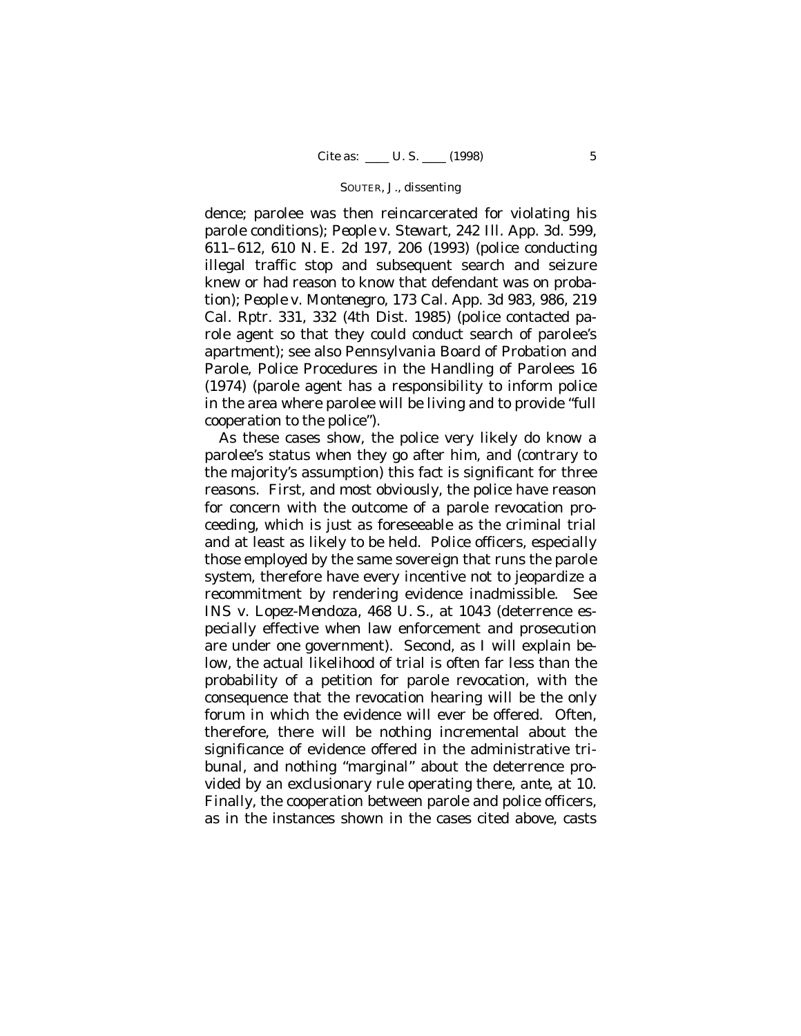dence; parolee was then reincarcerated for violating his parole conditions); *People* v. *Stewart*, 242 Ill. App. 3d. 599, 611–612, 610 N. E. 2d 197, 206 (1993) (police conducting illegal traffic stop and subsequent search and seizure knew or had reason to know that defendant was on probation); *People* v. *Montenegro*, 173 Cal. App. 3d 983, 986, 219 Cal. Rptr. 331, 332 (4th Dist. 1985) (police contacted parole agent so that they could conduct search of parolee's apartment); see also Pennsylvania Board of Probation and Parole, Police Procedures in the Handling of Parolees 16 (1974) (parole agent has a responsibility to inform police in the area where parolee will be living and to provide "full cooperation to the police").

As these cases show, the police very likely do know a parolee's status when they go after him, and (contrary to the majority's assumption) this fact is significant for three reasons. First, and most obviously, the police have reason for concern with the outcome of a parole revocation proceeding, which is just as foreseeable as the criminal trial and at least as likely to be held. Police officers, especially those employed by the same sovereign that runs the parole system, therefore have every incentive not to jeopardize a recommitment by rendering evidence inadmissible. See *INS* v. *Lopez-Mendoza*, 468 U. S., at 1043 (deterrence especially effective when law enforcement and prosecution are under one government). Second, as I will explain below, the actual likelihood of trial is often far less than the probability of a petition for parole revocation, with the consequence that the revocation hearing will be the only forum in which the evidence will ever be offered. Often, therefore, there will be nothing incremental about the significance of evidence offered in the administrative tribunal, and nothing "marginal" about the deterrence provided by an exclusionary rule operating there, *ante*, at 10. Finally, the cooperation between parole and police officers, as in the instances shown in the cases cited above, casts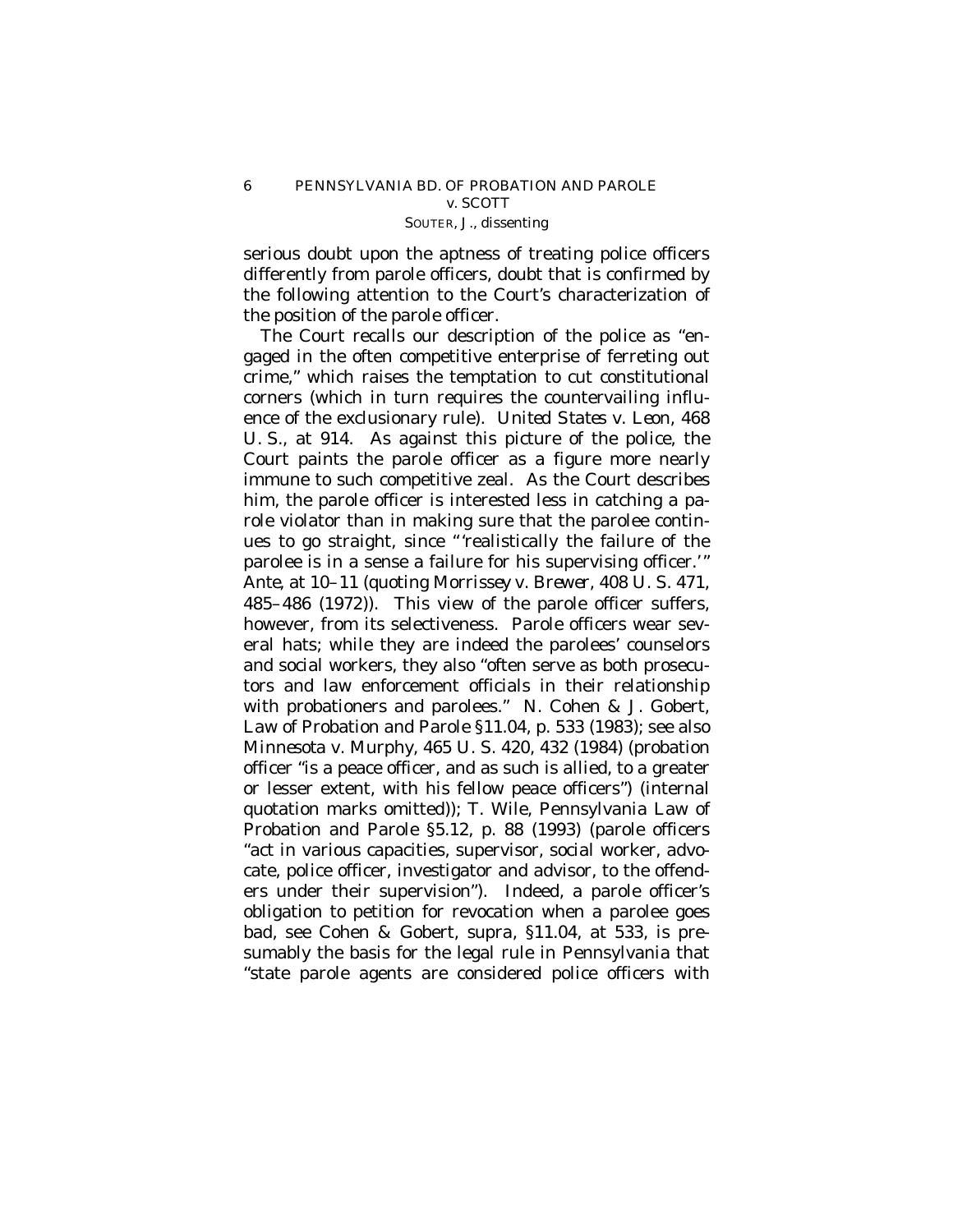serious doubt upon the aptness of treating police officers differently from parole officers, doubt that is confirmed by the following attention to the Court's characterization of the position of the parole officer.

The Court recalls our description of the police as "engaged in the often competitive enterprise of ferreting out crime," which raises the temptation to cut constitutional corners (which in turn requires the countervailing influence of the exclusionary rule). *United States* v. *Leon*, 468 U. S., at 914. As against this picture of the police, the Court paints the parole officer as a figure more nearly immune to such competitive zeal. As the Court describes him, the parole officer is interested less in catching a parole violator than in making sure that the parolee continues to go straight, since "'realistically the failure of the parolee is in a sense a failure for his supervising officer.'" *Ante*, at 10–11 (quoting *Morrissey* v. *Brewer*, 408 U. S. 471, 485–486 (1972)). This view of the parole officer suffers, however, from its selectiveness. Parole officers wear several hats; while they are indeed the parolees' counselors and social workers, they also "often serve as both prosecutors and law enforcement officials in their relationship with probationers and parolees." N. Cohen & J. Gobert, Law of Probation and Parole §11.04, p. 533 (1983); see also *Minnesota* v. *Murphy*, 465 U. S. 420, 432 (1984) (probation officer "is a peace officer, and as such is allied, to a greater or lesser extent, with his fellow peace officers") (internal quotation marks omitted)); T. Wile, Pennsylvania Law of Probation and Parole §5.12, p. 88 (1993) (parole officers "act in various capacities, supervisor, social worker, advocate, police officer, investigator and advisor, to the offenders under their supervision"). Indeed, a parole officer's obligation to petition for revocation when a parolee goes bad, see Cohen & Gobert, *supra*, §11.04, at 533, is presumably the basis for the legal rule in Pennsylvania that "state parole agents are considered police officers with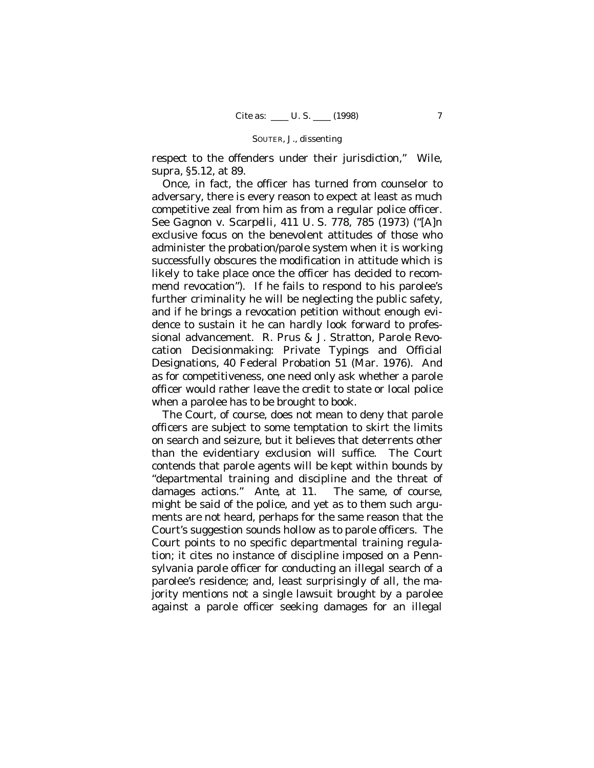respect to the offenders under their jurisdiction," *Wile*, *supra*, §5.12, at 89.

Once, in fact, the officer has turned from counselor to adversary, there is every reason to expect at least as much competitive zeal from him as from a regular police officer. See *Gagnon* v. *Scarpelli*, 411 U. S. 778, 785 (1973) ("[A]n exclusive focus on the benevolent attitudes of those who administer the probation/parole system when it is working successfully obscures the modification in attitude which is likely to take place once the officer has decided to recommend revocation"). If he fails to respond to his parolee's further criminality he will be neglecting the public safety, and if he brings a revocation petition without enough evidence to sustain it he can hardly look forward to professional advancement. R. Prus & J. Stratton, Parole Revocation Decisionmaking: Private Typings and Official Designations, 40 Federal Probation 51 (Mar. 1976). And as for competitiveness, one need only ask whether a parole officer would rather leave the credit to state or local police when a parolee has to be brought to book.

The Court, of course, does not mean to deny that parole officers are subject to some temptation to skirt the limits on search and seizure, but it believes that deterrents other than the evidentiary exclusion will suffice. The Court contends that parole agents will be kept within bounds by "departmental training and discipline and the threat of damages actions." *Ante*, at 11. The same, of course, might be said of the police, and yet as to them such arguments are not heard, perhaps for the same reason that the Court's suggestion sounds hollow as to parole officers. The Court points to no specific departmental training regulation; it cites no instance of discipline imposed on a Pennsylvania parole officer for conducting an illegal search of a parolee's residence; and, least surprisingly of all, the majority mentions not a single lawsuit brought by a parolee against a parole officer seeking damages for an illegal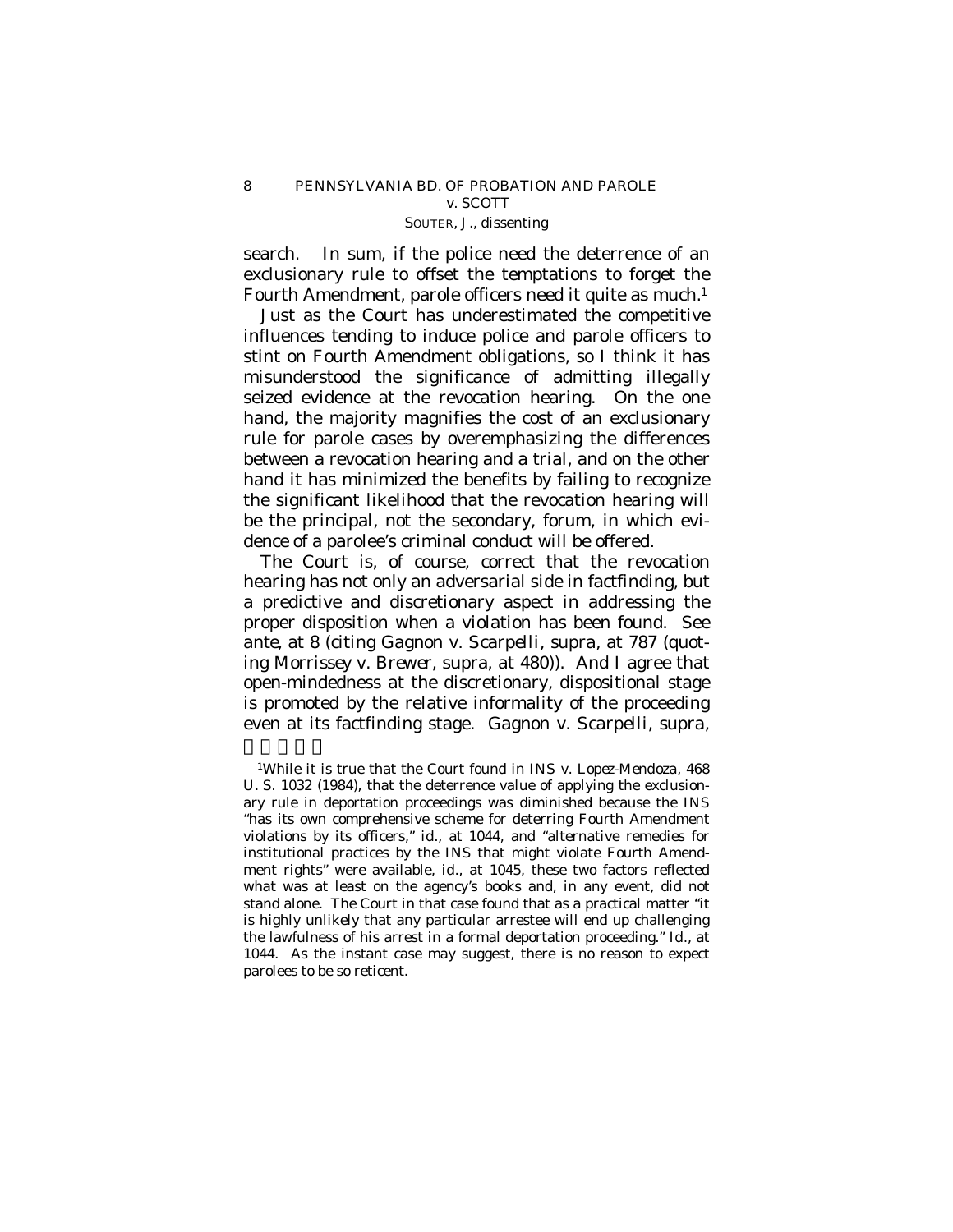search. In sum, if the police need the deterrence of an exclusionary rule to offset the temptations to forget the Fourth Amendment, parole officers need it quite as much.[1]

Just as the Court has underestimated the competitive influences tending to induce police and parole officers to stint on Fourth Amendment obligations, so I think it has misunderstood the significance of admitting illegally seized evidence at the revocation hearing. On the one hand, the majority magnifies the cost of an exclusionary rule for parole cases by overemphasizing the differences between a revocation hearing and a trial, and on the other hand it has minimized the benefits by failing to recognize the significant likelihood that the revocation hearing will be the principal, not the secondary, forum, in which evidence of a parolee's criminal conduct will be offered.

The Court is, of course, correct that the revocation hearing has not only an adversarial side in factfinding, but a predictive and discretionary aspect in addressing the proper disposition when a violation has been found. See *ante*, at 8 (citing *Gagnon* v. *Scarpelli*, *supra*, at 787 (quoting *Morrissey* v. *Brewer*, *supra*, at 480)). And I agree that open-mindedness at the discretionary, dispositional stage is promoted by the relative informality of the proceeding even at its factfinding stage. *Gagnon* v. *Scarpelli*, *supra*,

---

[1]While it is true that the Court found in *INS* v. *Lopez-Mendoza*, 468 U. S. 1032 (1984), that the deterrence value of applying the exclusionary rule in deportation proceedings was diminished because the INS "has its own comprehensive scheme for deterring Fourth Amendment violations by its officers," *id.*, at 1044, and "alternative remedies for institutional practices by the INS that might violate Fourth Amendment rights" were available, *id.*, at 1045, these two factors reflected what was at least on the agency's books and, in any event, did not stand alone. The Court in that case found that as a practical matter "it is highly unlikely that any particular arrestee will end up challenging the lawfulness of his arrest in a formal deportation proceeding." *Id.*, at 1044. As the instant case may suggest, there is no reason to expect parolees to be so reticent.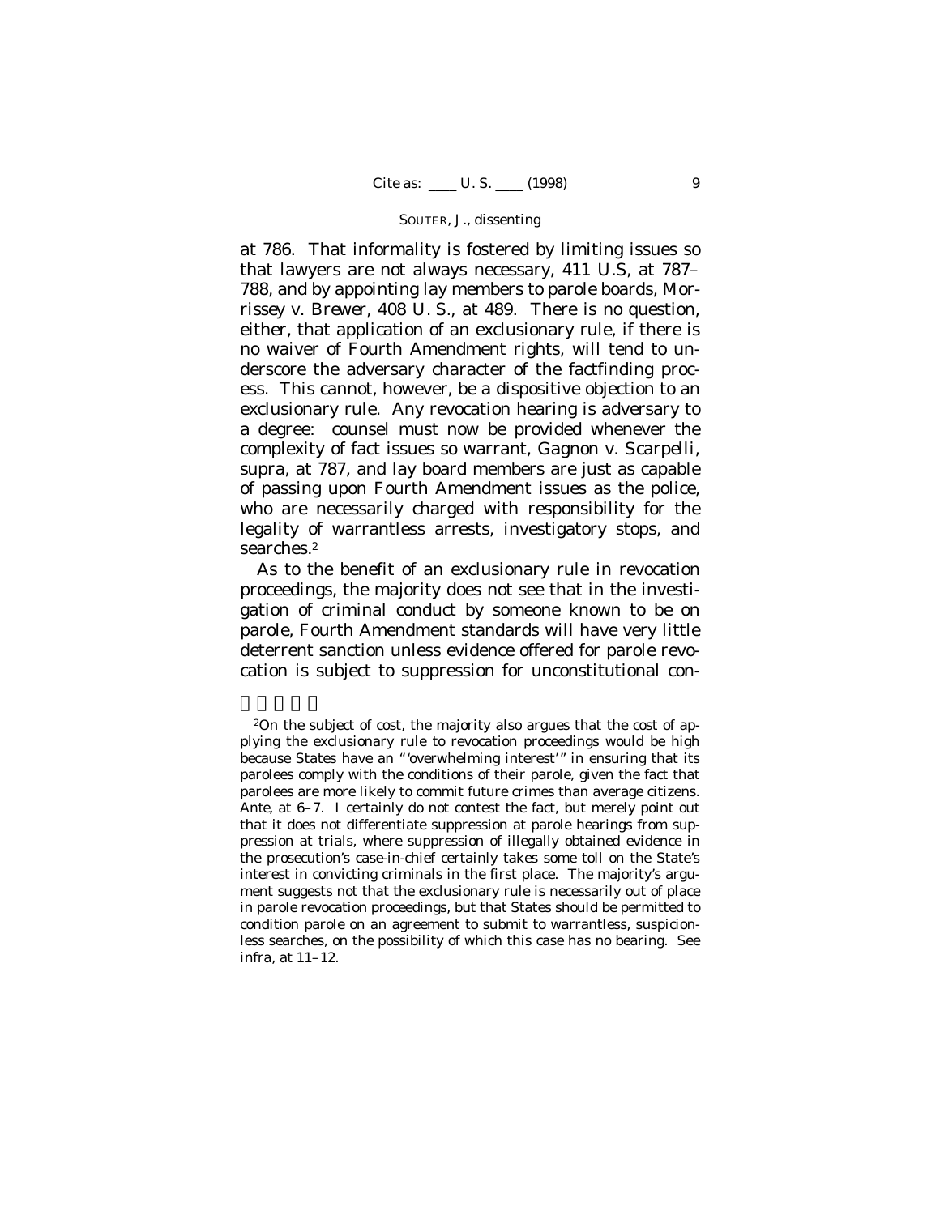at 786. That informality is fostered by limiting issues so that lawyers are not always necessary, 411 U.S, at 787–788, and by appointing lay members to parole boards, *Morrissey* v. *Brewer*, 408 U. S., at 489. There is no question, either, that application of an exclusionary rule, if there is no waiver of Fourth Amendment rights, will tend to underscore the adversary character of the factfinding process. This cannot, however, be a dispositive objection to an exclusionary rule. Any revocation hearing is adversary to a degree: counsel must now be provided whenever the complexity of fact issues so warrant, *Gagnon* v. *Scarpelli*, *supra*, at 787, and lay board members are just as capable of passing upon Fourth Amendment issues as the police, who are necessarily charged with responsibility for the legality of warrantless arrests, investigatory stops, and searches.[2]

As to the benefit of an exclusionary rule in revocation proceedings, the majority does not see that in the investigation of criminal conduct by someone known to be on parole, Fourth Amendment standards will have very little deterrent sanction unless evidence offered for parole revocation is subject to suppression for unconstitutional con-

---

[2]On the subject of cost, the majority also argues that the cost of applying the exclusionary rule to revocation proceedings would be high because States have an "'overwhelming interest'" in ensuring that its parolees comply with the conditions of their parole, given the fact that parolees are more likely to commit future crimes than average citizens. *Ante*, at 6–7. I certainly do not contest the fact, but merely point out that it does not differentiate suppression at parole hearings from suppression at trials, where suppression of illegally obtained evidence in the prosecution's case-in-chief certainly takes some toll on the State's interest in convicting criminals in the first place. The majority's argument suggests not that the exclusionary rule is necessarily out of place in parole revocation proceedings, but that States should be permitted to condition parole on an agreement to submit to warrantless, suspicionless searches, on the possibility of which this case has no bearing. See *infra*, at 11–12.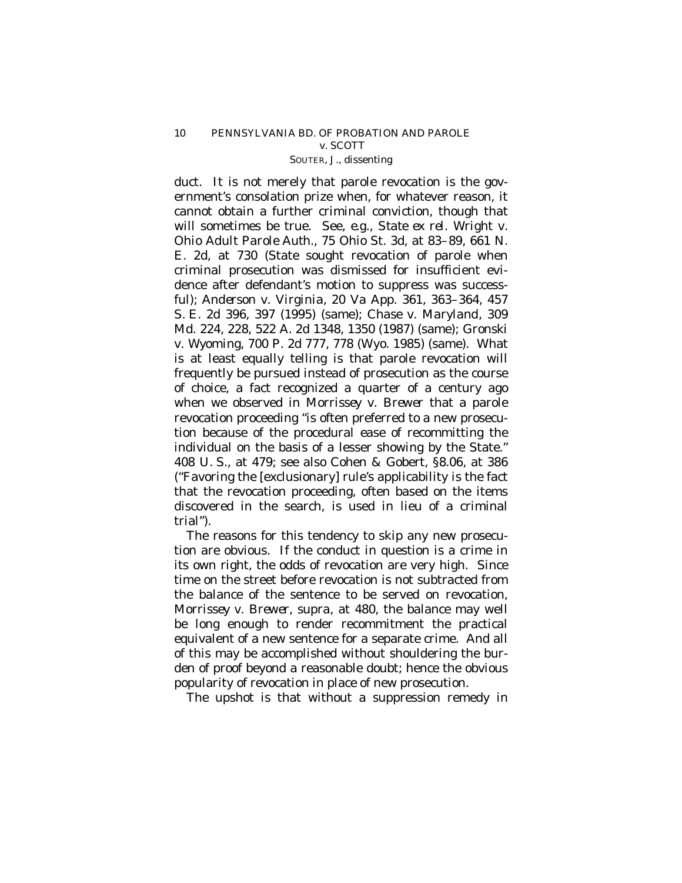duct. It is not merely that parole revocation is the government's consolation prize when, for whatever reason, it cannot obtain a further criminal conviction, though that will sometimes be true. See, *e.g.*, *State ex rel. Wright* v. *Ohio Adult Parole Auth.*, 75 Ohio St. 3d, at 83–89, 661 N. E. 2d, at 730 (State sought revocation of parole when criminal prosecution was dismissed for insufficient evidence after defendant's motion to suppress was successful); *Anderson* v. *Virginia*, 20 Va App. 361, 363–364, 457 S. E. 2d 396, 397 (1995) (same); *Chase* v. *Maryland*, 309 Md. 224, 228, 522 A. 2d 1348, 1350 (1987) (same); *Gronski* v. *Wyoming*, 700 P. 2d 777, 778 (Wyo. 1985) (same). What is at least equally telling is that parole revocation will frequently be pursued instead of prosecution as the course of choice, a fact recognized a quarter of a century ago when we observed in *Morrissey* v. *Brewer* that a parole revocation proceeding "is often preferred to a new prosecution because of the procedural ease of recommitting the individual on the basis of a lesser showing by the State." 408 U. S., at 479; see also Cohen & Gobert, §8.06, at 386 ("Favoring the [exclusionary] rule's applicability is the fact that the revocation proceeding, often based on the items discovered in the search, is used in lieu of a criminal trial").

The reasons for this tendency to skip any new prosecution are obvious. If the conduct in question is a crime in its own right, the odds of revocation are very high. Since time on the street before revocation is not subtracted from the balance of the sentence to be served on revocation, *Morrissey* v. *Brewer*, *supra*, at 480, the balance may well be long enough to render recommitment the practical equivalent of a new sentence for a separate crime. And all of this may be accomplished without shouldering the burden of proof beyond a reasonable doubt; hence the obvious popularity of revocation in place of new prosecution.

The upshot is that without a suppression remedy in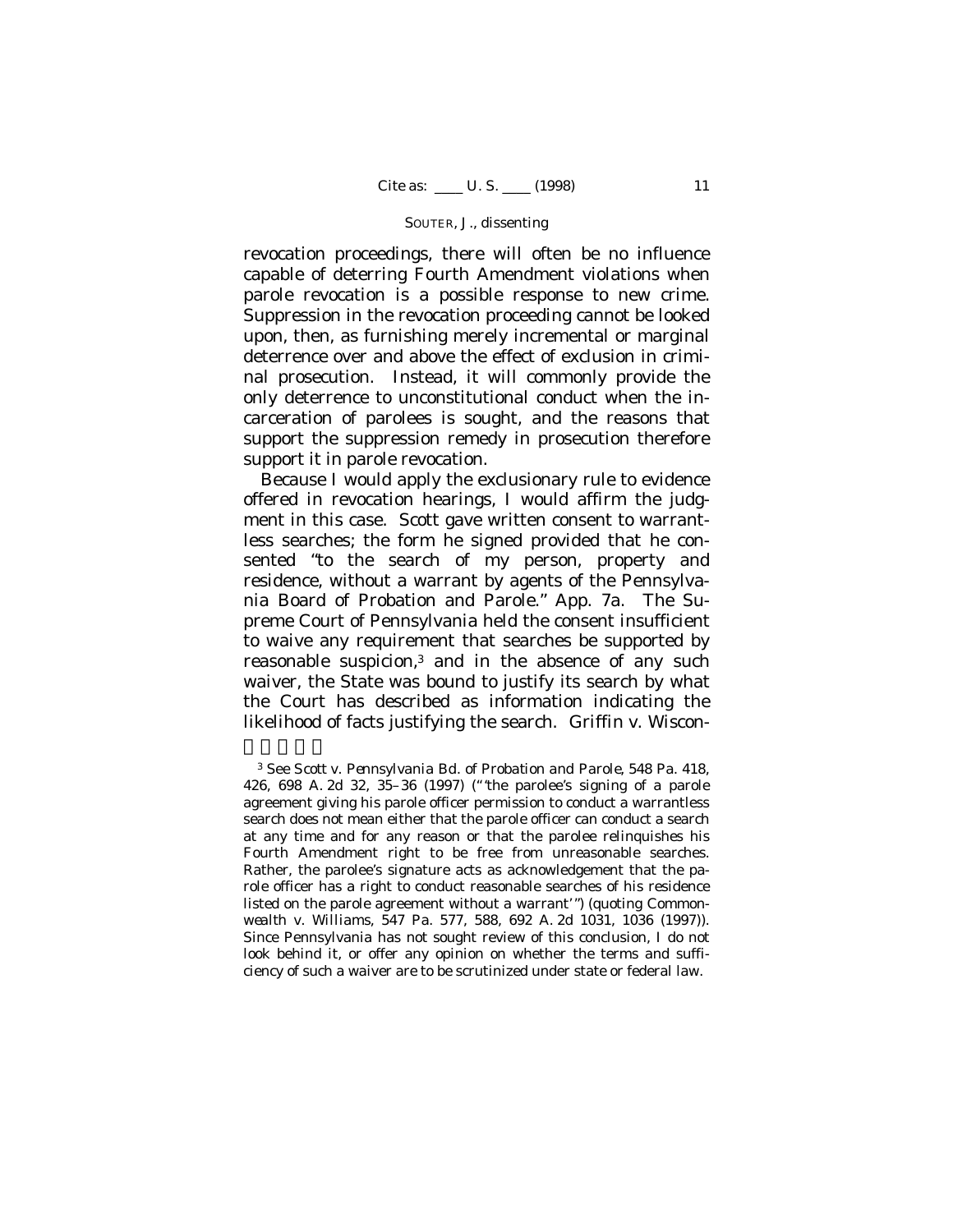revocation proceedings, there will often be no influence capable of deterring Fourth Amendment violations when parole revocation is a possible response to new crime. Suppression in the revocation proceeding cannot be looked upon, then, as furnishing merely incremental or marginal deterrence over and above the effect of exclusion in criminal prosecution. Instead, it will commonly provide the only deterrence to unconstitutional conduct when the incarceration of parolees is sought, and the reasons that support the suppression remedy in prosecution therefore support it in parole revocation.

Because I would apply the exclusionary rule to evidence offered in revocation hearings, I would affirm the judgment in this case. Scott gave written consent to warrantless searches; the form he signed provided that he consented "to the search of my person, property and residence, without a warrant by agents of the Pennsylvania Board of Probation and Parole." App. 7a. The Supreme Court of Pennsylvania held the consent insufficient to waive any requirement that searches be supported by reasonable suspicion,[3] and in the absence of any such waiver, the State was bound to justify its search by what the Court has described as information indicating the likelihood of facts justifying the search. Griffin v. Wiscon-

[3] See *Scott* v. *Pennsylvania Bd. of Probation and Parole*, 548 Pa. 418, 426, 698 A. 2d 32, 35–36 (1997) ("'the parolee's signing of a parole agreement giving his parole officer permission to conduct a warrantless search does not mean either that the parole officer can conduct a search at any time and for any reason or that the parolee relinquishes his Fourth Amendment right to be free from unreasonable searches. Rather, the parolee's signature acts as acknowledgement that the parole officer has a right to conduct reasonable searches of his residence listed on the parole agreement without a warrant'") (quoting *Commonwealth* v. *Williams*, 547 Pa. 577, 588, 692 A. 2d 1031, 1036 (1997)). Since Pennsylvania has not sought review of this conclusion, I do not look behind it, or offer any opinion on whether the terms and sufficiency of such a waiver are to be scrutinized under state or federal law.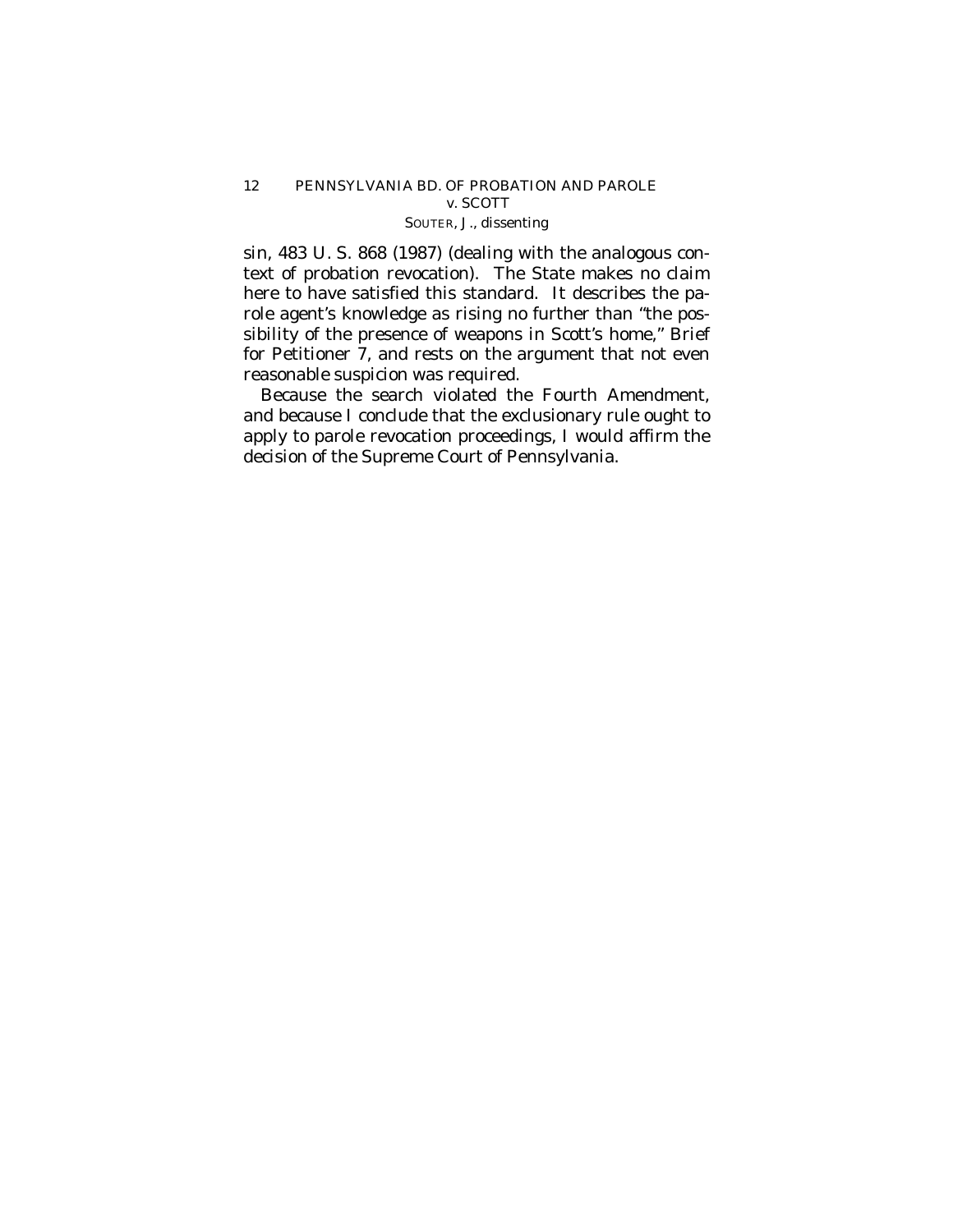sin, 483 U. S. 868 (1987) (dealing with the analogous context of probation revocation). The State makes no claim here to have satisfied this standard. It describes the parole agent's knowledge as rising no further than "the possibility of the presence of weapons in Scott's home," Brief for Petitioner 7, and rests on the argument that not even reasonable suspicion was required.

Because the search violated the Fourth Amendment, and because I conclude that the exclusionary rule ought to apply to parole revocation proceedings, I would affirm the decision of the Supreme Court of Pennsylvania.